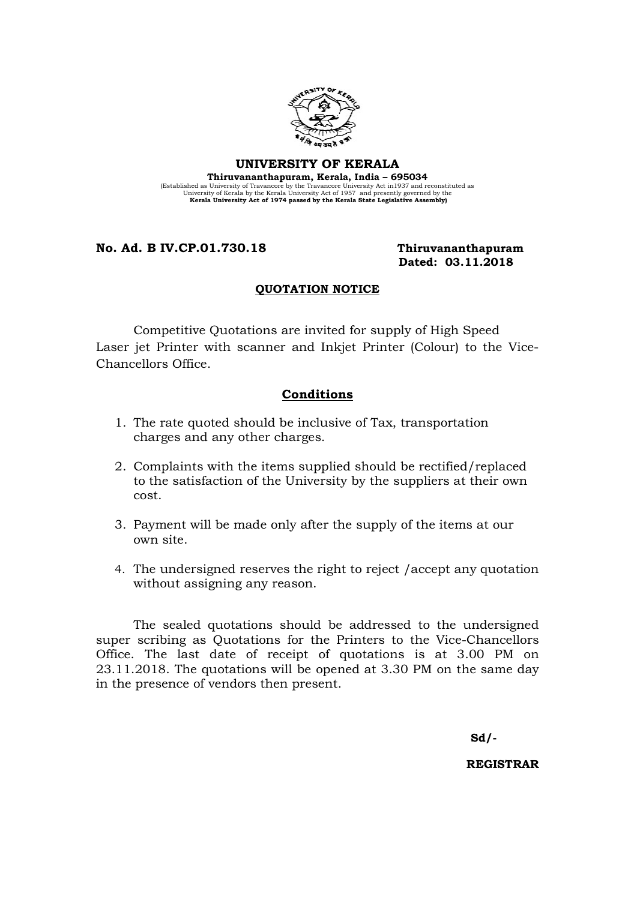# UNIVERSITY OF KERALA

**Thiruvananthapuram, Kerala, India – 695034**

(Established as University of Travancore by the Travancore University Act in1937 and reconstituted as University of Kerala by the Kerala University Act of 1957 and presently governed by the **Kerala University Act of 1974 passed by the Kerala State Legislative Assembly)**

**No. Ad. B IV.CP.01.730.18** **Thiruvananthapuram**
**Dated: 03.11.2018**

## QUOTATION NOTICE

Competitive Quotations are invited for supply of High Speed Laser jet Printer with scanner and Inkjet Printer (Colour) to the Vice-Chancellors Office.

### Conditions

1. The rate quoted should be inclusive of Tax, transportation charges and any other charges.
2. Complaints with the items supplied should be rectified/replaced to the satisfaction of the University by the suppliers at their own cost.
3. Payment will be made only after the supply of the items at our own site.
4. The undersigned reserves the right to reject /accept any quotation without assigning any reason.

The sealed quotations should be addressed to the undersigned super scribing as Quotations for the Printers to the Vice-Chancellors Office. The last date of receipt of quotations is at 3.00 PM on 23.11.2018. The quotations will be opened at 3.30 PM on the same day in the presence of vendors then present.

**Sd/-**

**REGISTRAR**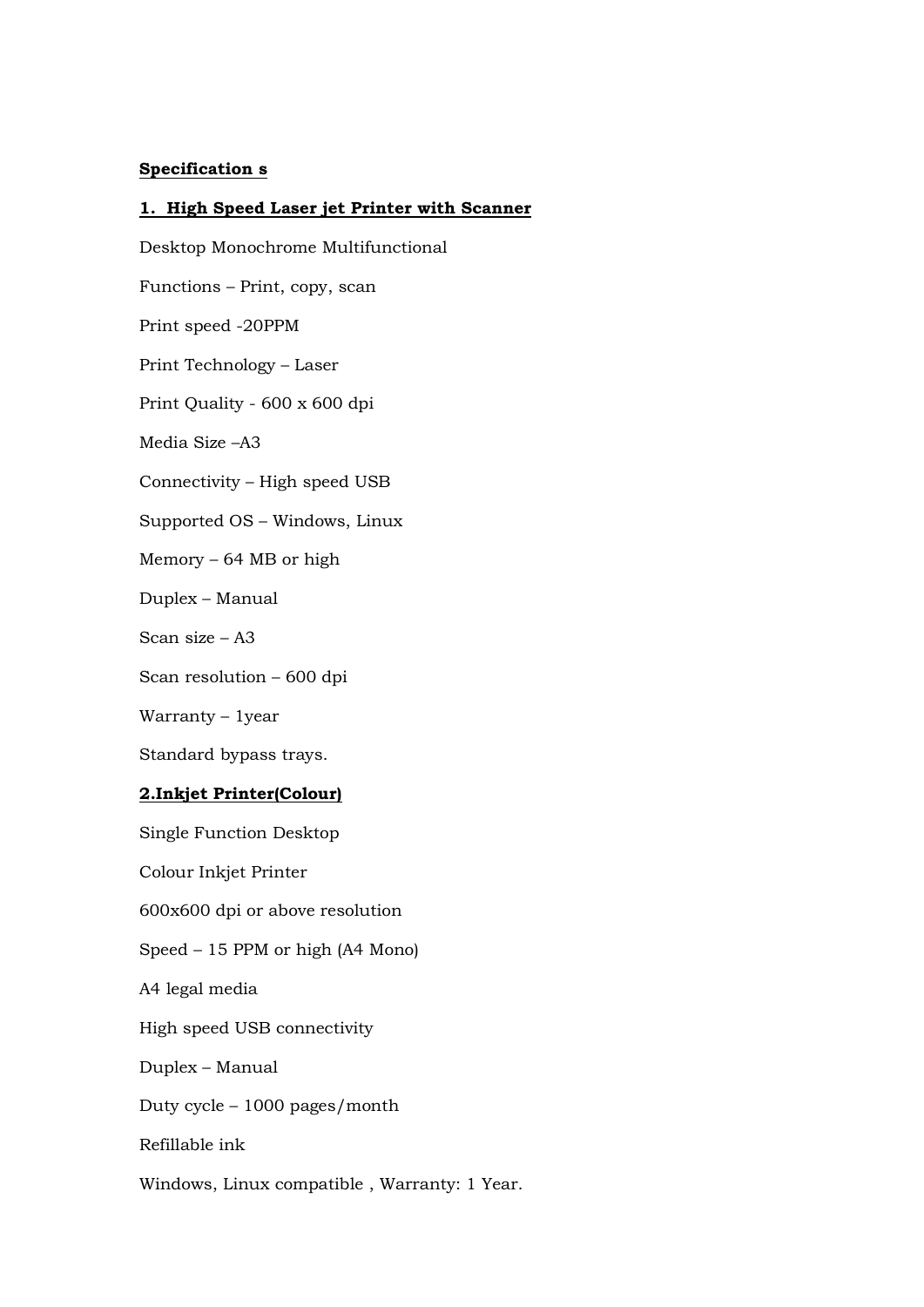**Specification s**

**1. High Speed Laser jet Printer with Scanner**

Desktop Monochrome Multifunctional

Functions – Print, copy, scan

Print speed -20PPM

Print Technology – Laser

Print Quality - 600 x 600 dpi

Media Size –A3

Connectivity – High speed USB

Supported OS – Windows, Linux

Memory – 64 MB or high

Duplex – Manual

Scan size – A3

Scan resolution – 600 dpi

Warranty – 1year

Standard bypass trays.

**2.Inkjet Printer(Colour)**

Single Function Desktop

Colour Inkjet Printer

600x600 dpi or above resolution

Speed – 15 PPM or high (A4 Mono)

A4 legal media

High speed USB connectivity

Duplex – Manual

Duty cycle – 1000 pages/month

Refillable ink

Windows, Linux compatible , Warranty: 1 Year.